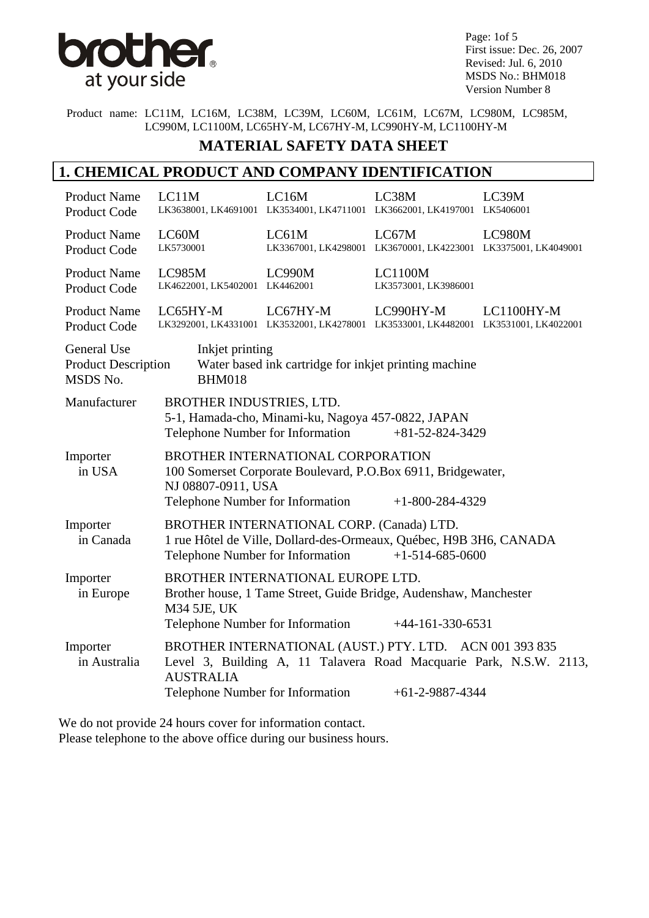Page: 1of 5
First issue: Dec. 26, 2007
Revised: Jul. 6, 2010
MSDS No.: BHM018
Version Number 8

Product name: LC11M, LC16M, LC38M, LC39M, LC60M, LC61M, LC67M, LC980M, LC985M, LC990M, LC1100M, LC65HY-M, LC67HY-M, LC990HY-M, LC1100HY-M

# MATERIAL SAFETY DATA SHEET

## 1. CHEMICAL PRODUCT AND COMPANY IDENTIFICATION

| | | | | |
|---|---|---|---|---|
| Product Name | LC11M | LC16M | LC38M | LC39M |
| Product Code | LK3638001, LK4691001 | LK3534001, LK4711001 | LK3662001, LK4197001 | LK5406001 |
| Product Name | LC60M | LC61M | LC67M | LC980M |
| Product Code | LK5730001 | LK3367001, LK4298001 | LK3670001, LK4223001 | LK3375001, LK4049001 |
| Product Name | LC985M | LC990M | LC1100M | |
| Product Code | LK4622001, LK5402001 | LK4462001 | LK3573001, LK3986001 | |
| Product Name | LC65HY-M | LC67HY-M | LC990HY-M | LC1100HY-M |
| Product Code | LK3292001, LK4331001 | LK3532001, LK4278001 | LK3533001, LK4482001 | LK3531001, LK4022001 |

General Use: Inkjet printing
Product Description: Water based ink cartridge for inkjet printing machine
MSDS No.: BHM018

**Manufacturer**
BROTHER INDUSTRIES, LTD.
5-1, Hamada-cho, Minami-ku, Nagoya 457-0822, JAPAN
Telephone Number for Information +81-52-824-3429

**Importer in USA**
BROTHER INTERNATIONAL CORPORATION
100 Somerset Corporate Boulevard, P.O.Box 6911, Bridgewater, NJ 08807-0911, USA
Telephone Number for Information +1-800-284-4329

**Importer in Canada**
BROTHER INTERNATIONAL CORP. (Canada) LTD.
1 rue Hôtel de Ville, Dollard-des-Ormeaux, Québec, H9B 3H6, CANADA
Telephone Number for Information +1-514-685-0600

**Importer in Europe**
BROTHER INTERNATIONAL EUROPE LTD.
Brother house, 1 Tame Street, Guide Bridge, Audenshaw, Manchester M34 5JE, UK
Telephone Number for Information +44-161-330-6531

**Importer in Australia**
BROTHER INTERNATIONAL (AUST.) PTY. LTD. ACN 001 393 835
Level 3, Building A, 11 Talavera Road Macquarie Park, N.S.W. 2113, AUSTRALIA
Telephone Number for Information +61-2-9887-4344

We do not provide 24 hours cover for information contact.
Please telephone to the above office during our business hours.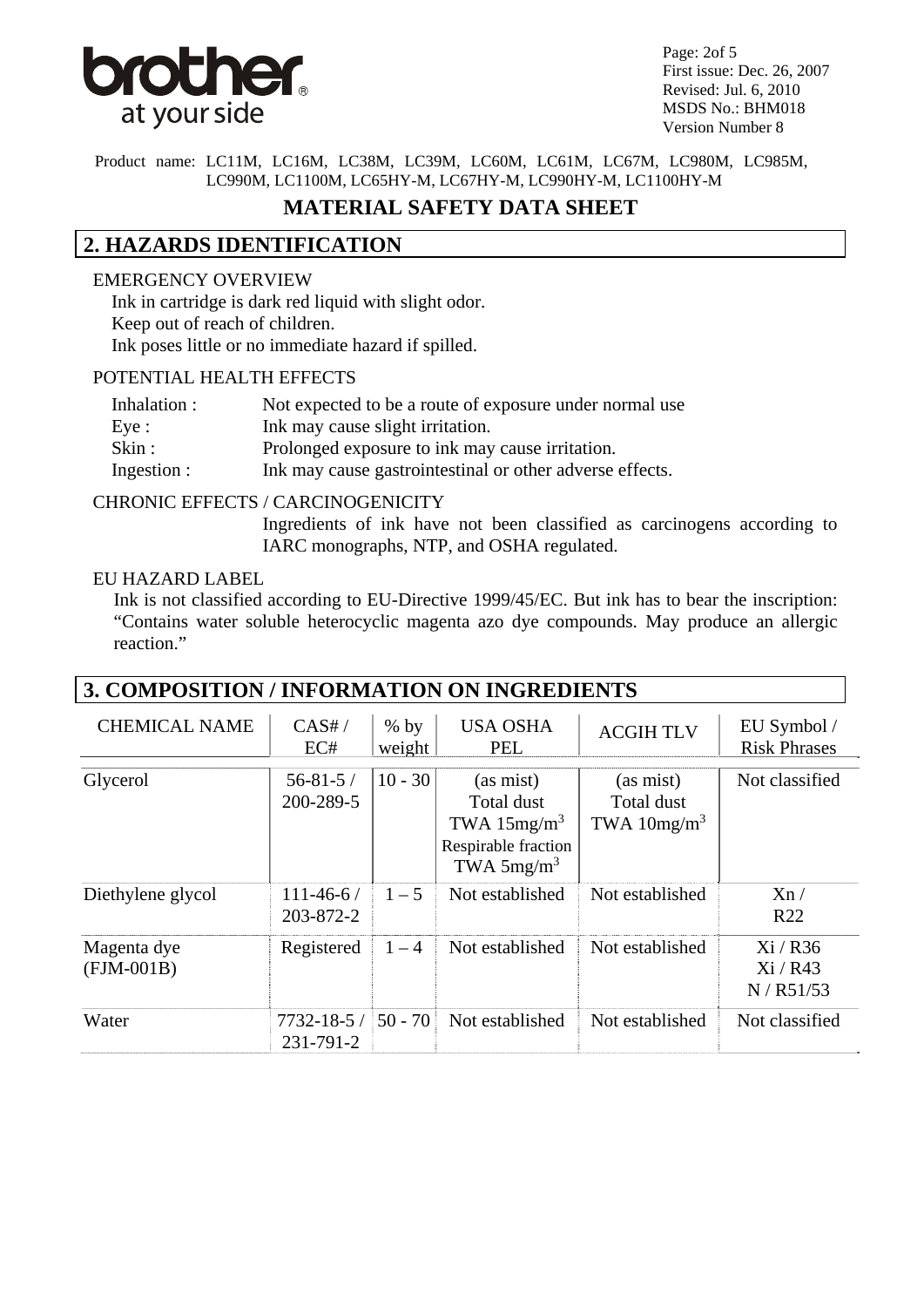Product name: LC11M, LC16M, LC38M, LC39M, LC60M, LC61M, LC67M, LC980M, LC985M, LC990M, LC1100M, LC65HY-M, LC67HY-M, LC990HY-M, LC1100HY-M

# MATERIAL SAFETY DATA SHEET

## 2. HAZARDS IDENTIFICATION

EMERGENCY OVERVIEW

Ink in cartridge is dark red liquid with slight odor.
Keep out of reach of children.
Ink poses little or no immediate hazard if spilled.

POTENTIAL HEALTH EFFECTS

| | |
|---|---|
| Inhalation : | Not expected to be a route of exposure under normal use |
| Eye : | Ink may cause slight irritation. |
| Skin : | Prolonged exposure to ink may cause irritation. |
| Ingestion : | Ink may cause gastrointestinal or other adverse effects. |

CHRONIC EFFECTS / CARCINOGENICITY

Ingredients of ink have not been classified as carcinogens according to IARC monographs, NTP, and OSHA regulated.

EU HAZARD LABEL

Ink is not classified according to EU-Directive 1999/45/EC. But ink has to bear the inscription: "Contains water soluble heterocyclic magenta azo dye compounds. May produce an allergic reaction."

## 3. COMPOSITION / INFORMATION ON INGREDIENTS

| CHEMICAL NAME | CAS# / EC# | % by weight | USA OSHA PEL | ACGIH TLV | EU Symbol / Risk Phrases |
|---|---|---|---|---|---|
| Glycerol | 56-81-5 / 200-289-5 | 10 - 30 | (as mist) Total dust TWA 15mg/$m^3$ Respirable fraction TWA 5mg/$m^3$ | (as mist) Total dust TWA 10mg/$m^3$ | Not classified |
| Diethylene glycol | 111-46-6 / 203-872-2 | 1 – 5 | Not established | Not established | Xn / R22 |
| Magenta dye (FJM-001B) | Registered | 1 – 4 | Not established | Not established | Xi / R36 Xi / R43 N / R51/53 |
| Water | 7732-18-5 / 231-791-2 | 50 - 70 | Not established | Not established | Not classified |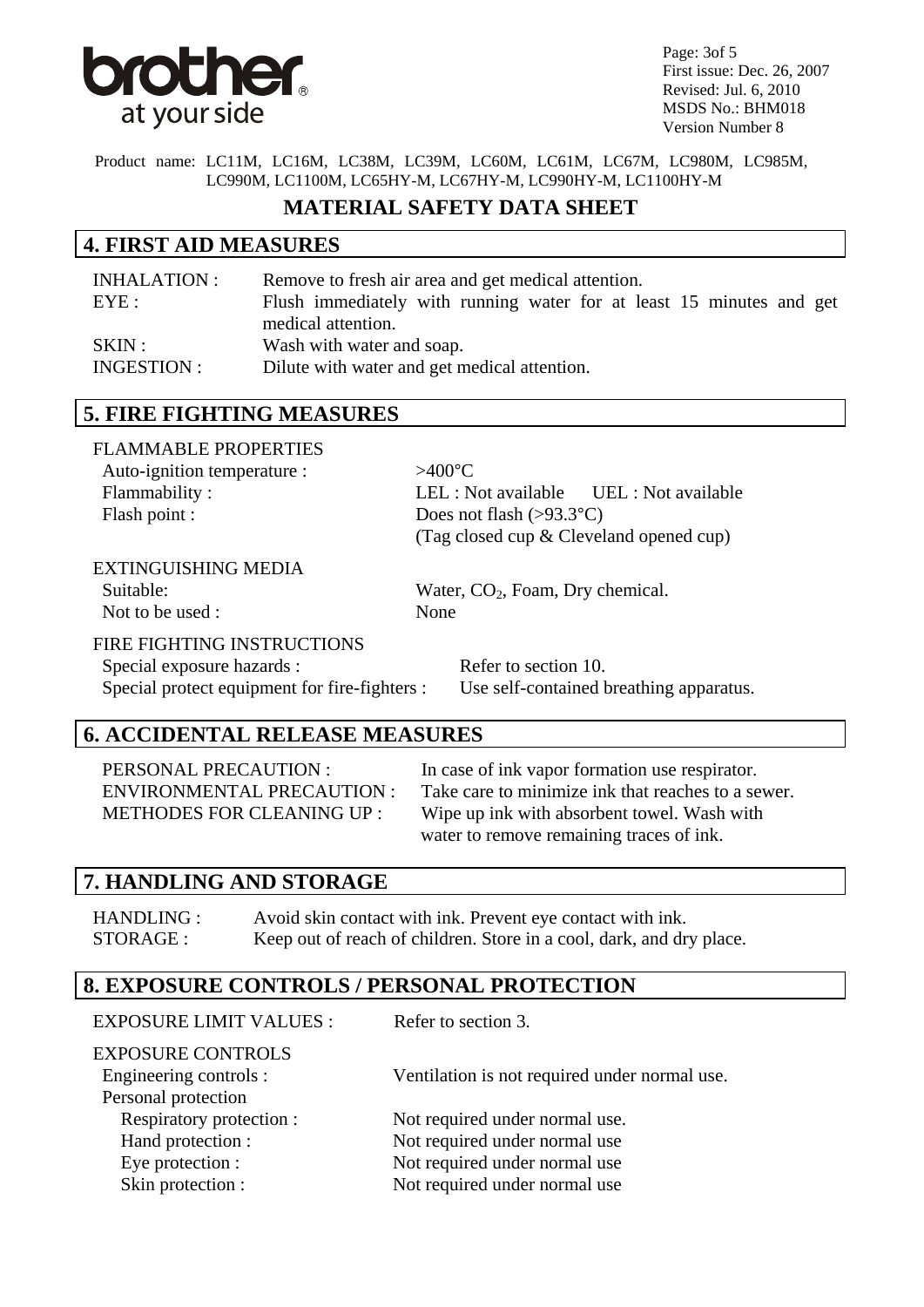Product name: LC11M, LC16M, LC38M, LC39M, LC60M, LC61M, LC67M, LC980M, LC985M, LC990M, LC1100M, LC65HY-M, LC67HY-M, LC990HY-M, LC1100HY-M

# MATERIAL SAFETY DATA SHEET

## 4. FIRST AID MEASURES

| | |
|---|---|
| INHALATION : | Remove to fresh air area and get medical attention. |
| EYE : | Flush immediately with running water for at least 15 minutes and get medical attention. |
| SKIN : | Wash with water and soap. |
| INGESTION : | Dilute with water and get medical attention. |

## 5. FIRE FIGHTING MEASURES

FLAMMABLE PROPERTIES

| | |
|---|---|
| Auto-ignition temperature : | >400°C |
| Flammability : | LEL : Not available UEL : Not available |
| Flash point : | Does not flash (>93.3°C) (Tag closed cup & Cleveland opened cup) |

EXTINGUISHING MEDIA

| | |
|---|---|
| Suitable: | Water, $CO_2$, Foam, Dry chemical. |
| Not to be used : | None |

FIRE FIGHTING INSTRUCTIONS

| | |
|---|---|
| Special exposure hazards : | Refer to section 10. |
| Special protect equipment for fire-fighters : | Use self-contained breathing apparatus. |

## 6. ACCIDENTAL RELEASE MEASURES

| | |
|---|---|
| PERSONAL PRECAUTION : | In case of ink vapor formation use respirator. |
| ENVIRONMENTAL PRECAUTION : | Take care to minimize ink that reaches to a sewer. |
| METHODES FOR CLEANING UP : | Wipe up ink with absorbent towel. Wash with water to remove remaining traces of ink. |

## 7. HANDLING AND STORAGE

| | |
|---|---|
| HANDLING : | Avoid skin contact with ink. Prevent eye contact with ink. |
| STORAGE : | Keep out of reach of children. Store in a cool, dark, and dry place. |

## 8. EXPOSURE CONTROLS / PERSONAL PROTECTION

EXPOSURE LIMIT VALUES : Refer to section 3.

EXPOSURE CONTROLS

| | |
|---|---|
| Engineering controls : | Ventilation is not required under normal use. |
| Personal protection | |
| Respiratory protection : | Not required under normal use. |
| Hand protection : | Not required under normal use |
| Eye protection : | Not required under normal use |
| Skin protection : | Not required under normal use |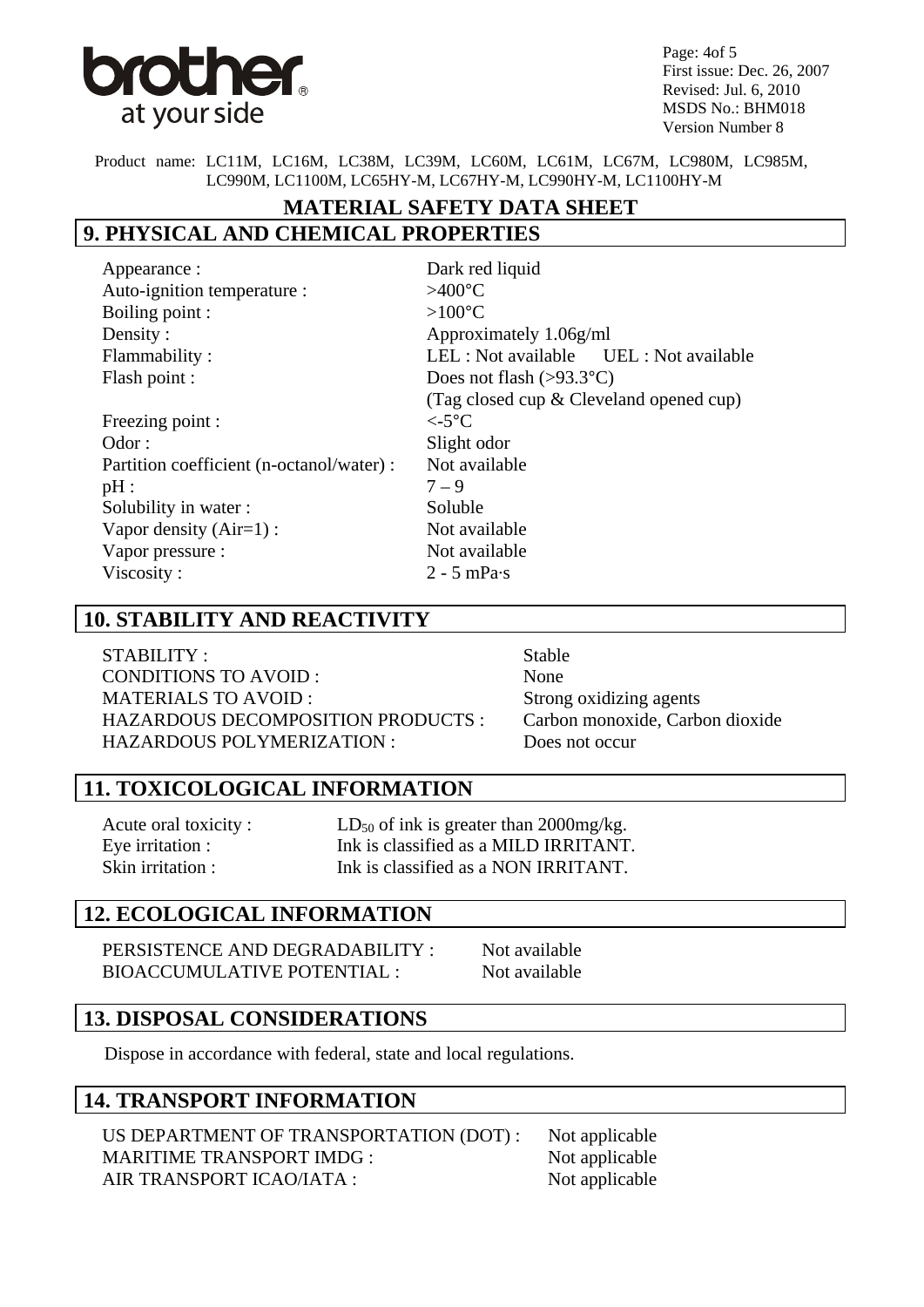Product name: LC11M, LC16M, LC38M, LC39M, LC60M, LC61M, LC67M, LC980M, LC985M, LC990M, LC1100M, LC65HY-M, LC67HY-M, LC990HY-M, LC1100HY-M

# MATERIAL SAFETY DATA SHEET

## 9. PHYSICAL AND CHEMICAL PROPERTIES

| | |
|---|---|
| Appearance : | Dark red liquid |
| Auto-ignition temperature : | >400°C |
| Boiling point : | >100°C |
| Density : | Approximately 1.06g/ml |
| Flammability : | LEL : Not available UEL : Not available |
| Flash point : | Does not flash (>93.3°C) (Tag closed cup & Cleveland opened cup) |
| Freezing point : | <-5°C |
| Odor : | Slight odor |
| Partition coefficient (n-octanol/water) : | Not available |
| pH : | 7 – 9 |
| Solubility in water : | Soluble |
| Vapor density (Air=1) : | Not available |
| Vapor pressure : | Not available |
| Viscosity : | 2 - 5 mPa·s |

## 10. STABILITY AND REACTIVITY

| | |
|---|---|
| STABILITY : | Stable |
| CONDITIONS TO AVOID : | None |
| MATERIALS TO AVOID : | Strong oxidizing agents |
| HAZARDOUS DECOMPOSITION PRODUCTS : | Carbon monoxide, Carbon dioxide |
| HAZARDOUS POLYMERIZATION : | Does not occur |

## 11. TOXICOLOGICAL INFORMATION

| | |
|---|---|
| Acute oral toxicity : | $LD_{50}$ of ink is greater than 2000mg/kg. |
| Eye irritation : | Ink is classified as a MILD IRRITANT. |
| Skin irritation : | Ink is classified as a NON IRRITANT. |

## 12. ECOLOGICAL INFORMATION

| | |
|---|---|
| PERSISTENCE AND DEGRADABILITY : | Not available |
| BIOACCUMULATIVE POTENTIAL : | Not available |

## 13. DISPOSAL CONSIDERATIONS

Dispose in accordance with federal, state and local regulations.

## 14. TRANSPORT INFORMATION

| | |
|---|---|
| US DEPARTMENT OF TRANSPORTATION (DOT) : | Not applicable |
| MARITIME TRANSPORT IMDG : | Not applicable |
| AIR TRANSPORT ICAO/IATA : | Not applicable |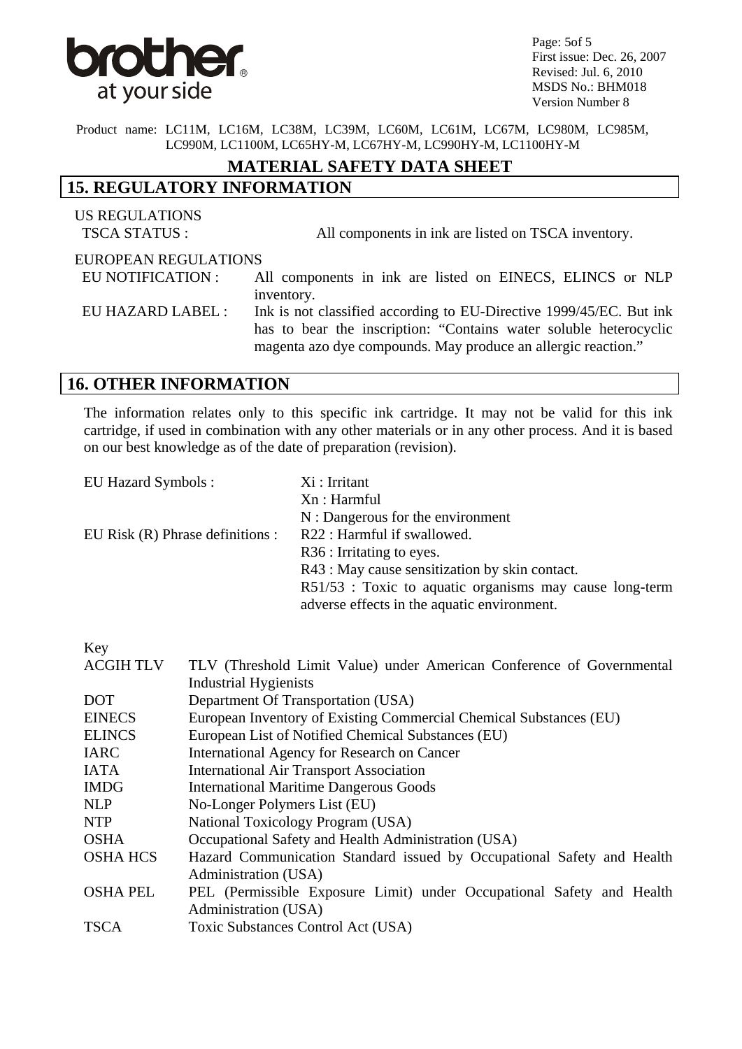Product name: LC11M, LC16M, LC38M, LC39M, LC60M, LC61M, LC67M, LC980M, LC985M, LC990M, LC1100M, LC65HY-M, LC67HY-M, LC990HY-M, LC1100HY-M

# MATERIAL SAFETY DATA SHEET

## 15. REGULATORY INFORMATION

US REGULATIONS

| | |
|---|---|
| TSCA STATUS : | All components in ink are listed on TSCA inventory. |

EUROPEAN REGULATIONS

| | |
|---|---|
| EU NOTIFICATION : | All components in ink are listed on EINECS, ELINCS or NLP inventory. |
| EU HAZARD LABEL : | Ink is not classified according to EU-Directive 1999/45/EC. But ink has to bear the inscription: "Contains water soluble heterocyclic magenta azo dye compounds. May produce an allergic reaction." |

## 16. OTHER INFORMATION

The information relates only to this specific ink cartridge. It may not be valid for this ink cartridge, if used in combination with any other materials or in any other process. And it is based on our best knowledge as of the date of preparation (revision).

| | |
|---|---|
| EU Hazard Symbols : | Xi : Irritant |
| | Xn : Harmful |
| | N : Dangerous for the environment |
| EU Risk (R) Phrase definitions : | R22 : Harmful if swallowed. |
| | R36 : Irritating to eyes. |
| | R43 : May cause sensitization by skin contact. |
| | R51/53 : Toxic to aquatic organisms may cause long-term adverse effects in the aquatic environment. |

Key

| | |
|---|---|
| ACGIH TLV | TLV (Threshold Limit Value) under American Conference of Governmental Industrial Hygienists |
| DOT | Department Of Transportation (USA) |
| EINECS | European Inventory of Existing Commercial Chemical Substances (EU) |
| ELINCS | European List of Notified Chemical Substances (EU) |
| IARC | International Agency for Research on Cancer |
| IATA | International Air Transport Association |
| IMDG | International Maritime Dangerous Goods |
| NLP | No-Longer Polymers List (EU) |
| NTP | National Toxicology Program (USA) |
| OSHA | Occupational Safety and Health Administration (USA) |
| OSHA HCS | Hazard Communication Standard issued by Occupational Safety and Health Administration (USA) |
| OSHA PEL | PEL (Permissible Exposure Limit) under Occupational Safety and Health Administration (USA) |
| TSCA | Toxic Substances Control Act (USA) |